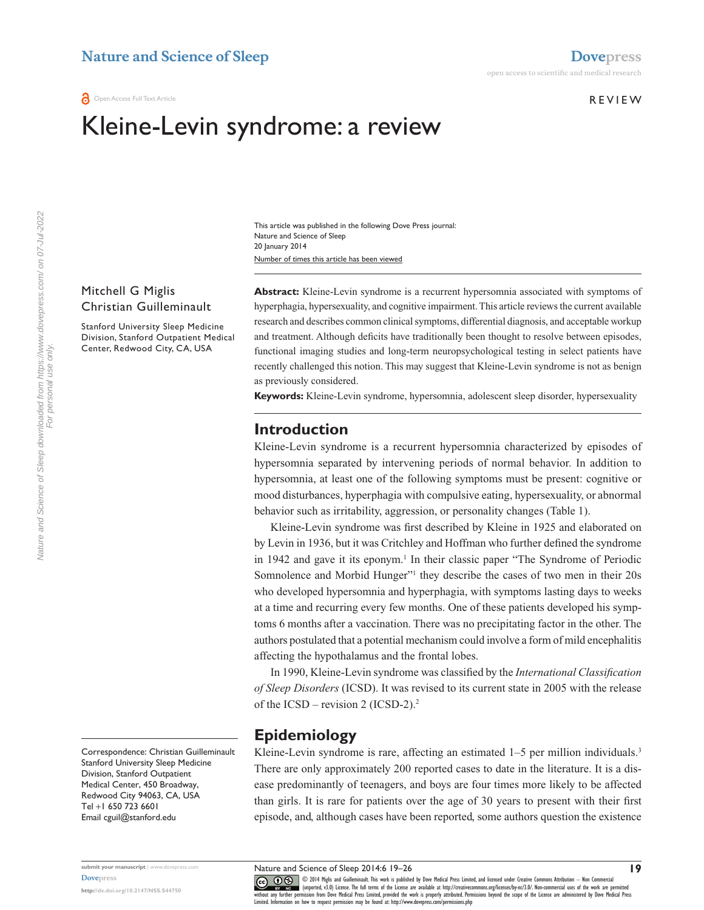REVIEW

# Kleine-Levin syndrome: a review

This article was published in the following Dove Press journal:
Nature and Science of Sleep
20 January 2014
Number of times this article has been viewed

Mitchell G Miglis
Christian Guilleminault

Stanford University Sleep Medicine Division, Stanford Outpatient Medical Center, Redwood City, CA, USA

Correspondence: Christian Guilleminault
Stanford University Sleep Medicine Division, Stanford Outpatient Medical Center, 450 Broadway, Redwood City 94063, CA, USA
Tel +1 650 723 6601
Email cguil@stanford.edu

**Abstract:** Kleine-Levin syndrome is a recurrent hypersomnia associated with symptoms of hyperphagia, hypersexuality, and cognitive impairment. This article reviews the current available research and describes common clinical symptoms, differential diagnosis, and acceptable workup and treatment. Although deficits have traditionally been thought to resolve between episodes, functional imaging studies and long-term neuropsychological testing in select patients have recently challenged this notion. This may suggest that Kleine-Levin syndrome is not as benign as previously considered.

**Keywords:** Kleine-Levin syndrome, hypersomnia, adolescent sleep disorder, hypersexuality

## Introduction

Kleine-Levin syndrome is a recurrent hypersomnia characterized by episodes of hypersomnia separated by intervening periods of normal behavior. In addition to hypersomnia, at least one of the following symptoms must be present: cognitive or mood disturbances, hyperphagia with compulsive eating, hypersexuality, or abnormal behavior such as irritability, aggression, or personality changes (Table 1).

Kleine-Levin syndrome was first described by Kleine in 1925 and elaborated on by Levin in 1936, but it was Critchley and Hoffman who further defined the syndrome in 1942 and gave it its eponym.[1] In their classic paper "The Syndrome of Periodic Somnolence and Morbid Hunger"[1] they describe the cases of two men in their 20s who developed hypersomnia and hyperphagia, with symptoms lasting days to weeks at a time and recurring every few months. One of these patients developed his symptoms 6 months after a vaccination. There was no precipitating factor in the other. The authors postulated that a potential mechanism could involve a form of mild encephalitis affecting the hypothalamus and the frontal lobes.

In 1990, Kleine-Levin syndrome was classified by the *International Classification of Sleep Disorders* (ICSD). It was revised to its current state in 2005 with the release of the ICSD – revision 2 (ICSD-2).[2]

## Epidemiology

Kleine-Levin syndrome is rare, affecting an estimated 1–5 per million individuals.[3] There are only approximately 200 reported cases to date in the literature. It is a disease predominantly of teenagers, and boys are four times more likely to be affected than girls. It is rare for patients over the age of 30 years to present with their first episode, and, although cases have been reported, some authors question the existence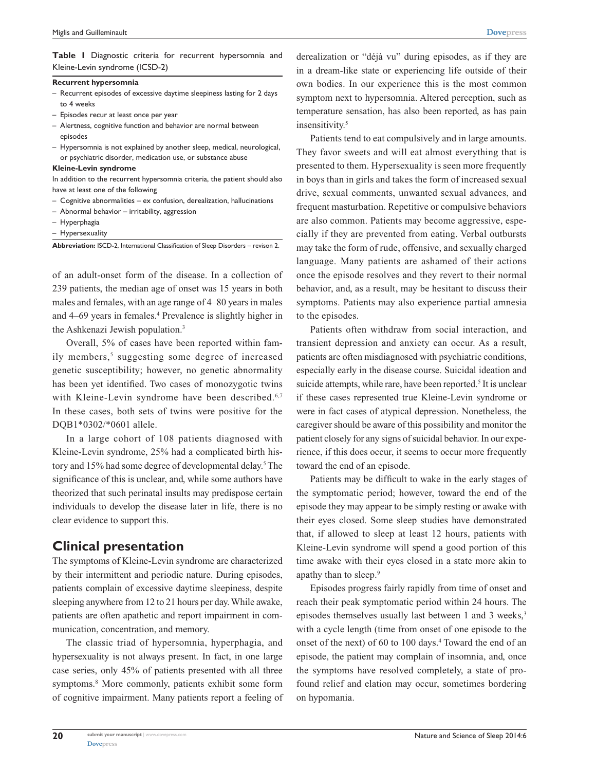**Table 1** Diagnostic criteria for recurrent hypersomnia and Kleine-Levin syndrome (ICSD-2)

**Recurrent hypersomnia**

- Recurrent episodes of excessive daytime sleepiness lasting for 2 days to 4 weeks
- Episodes recur at least once per year
- Alertness, cognitive function and behavior are normal between episodes
- Hypersomnia is not explained by another sleep, medical, neurological, or psychiatric disorder, medication use, or substance abuse

**Kleine-Levin syndrome**

In addition to the recurrent hypersomnia criteria, the patient should also have at least one of the following

- Cognitive abnormalities – ex confusion, derealization, hallucinations
- Abnormal behavior – irritability, aggression
- Hyperphagia
- Hypersexuality

**Abbreviation:** ISCD-2, International Classification of Sleep Disorders – revison 2.

of an adult-onset form of the disease. In a collection of 239 patients, the median age of onset was 15 years in both males and females, with an age range of 4–80 years in males and 4–69 years in females.[4] Prevalence is slightly higher in the Ashkenazi Jewish population.[3]

Overall, 5% of cases have been reported within family members,[5] suggesting some degree of increased genetic susceptibility; however, no genetic abnormality has been yet identified. Two cases of monozygotic twins with Kleine-Levin syndrome have been described.[6,7] In these cases, both sets of twins were positive for the DQB1*0302/*0601 allele.

In a large cohort of 108 patients diagnosed with Kleine-Levin syndrome, 25% had a complicated birth history and 15% had some degree of developmental delay.[5] The significance of this is unclear, and, while some authors have theorized that such perinatal insults may predispose certain individuals to develop the disease later in life, there is no clear evidence to support this.

## Clinical presentation

The symptoms of Kleine-Levin syndrome are characterized by their intermittent and periodic nature. During episodes, patients complain of excessive daytime sleepiness, despite sleeping anywhere from 12 to 21 hours per day. While awake, patients are often apathetic and report impairment in communication, concentration, and memory.

The classic triad of hypersomnia, hyperphagia, and hypersexuality is not always present. In fact, in one large case series, only 45% of patients presented with all three symptoms.[8] More commonly, patients exhibit some form of cognitive impairment. Many patients report a feeling of derealization or "déjà vu" during episodes, as if they are in a dream-like state or experiencing life outside of their own bodies. In our experience this is the most common symptom next to hypersomnia. Altered perception, such as temperature sensation, has also been reported, as has pain insensitivity.[5]

Patients tend to eat compulsively and in large amounts. They favor sweets and will eat almost everything that is presented to them. Hypersexuality is seen more frequently in boys than in girls and takes the form of increased sexual drive, sexual comments, unwanted sexual advances, and frequent masturbation. Repetitive or compulsive behaviors are also common. Patients may become aggressive, especially if they are prevented from eating. Verbal outbursts may take the form of rude, offensive, and sexually charged language. Many patients are ashamed of their actions once the episode resolves and they revert to their normal behavior, and, as a result, may be hesitant to discuss their symptoms. Patients may also experience partial amnesia to the episodes.

Patients often withdraw from social interaction, and transient depression and anxiety can occur. As a result, patients are often misdiagnosed with psychiatric conditions, especially early in the disease course. Suicidal ideation and suicide attempts, while rare, have been reported.[5] It is unclear if these cases represented true Kleine-Levin syndrome or were in fact cases of atypical depression. Nonetheless, the caregiver should be aware of this possibility and monitor the patient closely for any signs of suicidal behavior. In our experience, if this does occur, it seems to occur more frequently toward the end of an episode.

Patients may be difficult to wake in the early stages of the symptomatic period; however, toward the end of the episode they may appear to be simply resting or awake with their eyes closed. Some sleep studies have demonstrated that, if allowed to sleep at least 12 hours, patients with Kleine-Levin syndrome will spend a good portion of this time awake with their eyes closed in a state more akin to apathy than to sleep.[9]

Episodes progress fairly rapidly from time of onset and reach their peak symptomatic period within 24 hours. The episodes themselves usually last between 1 and 3 weeks,[3] with a cycle length (time from onset of one episode to the onset of the next) of 60 to 100 days.[4] Toward the end of an episode, the patient may complain of insomnia, and, once the symptoms have resolved completely, a state of profound relief and elation may occur, sometimes bordering on hypomania.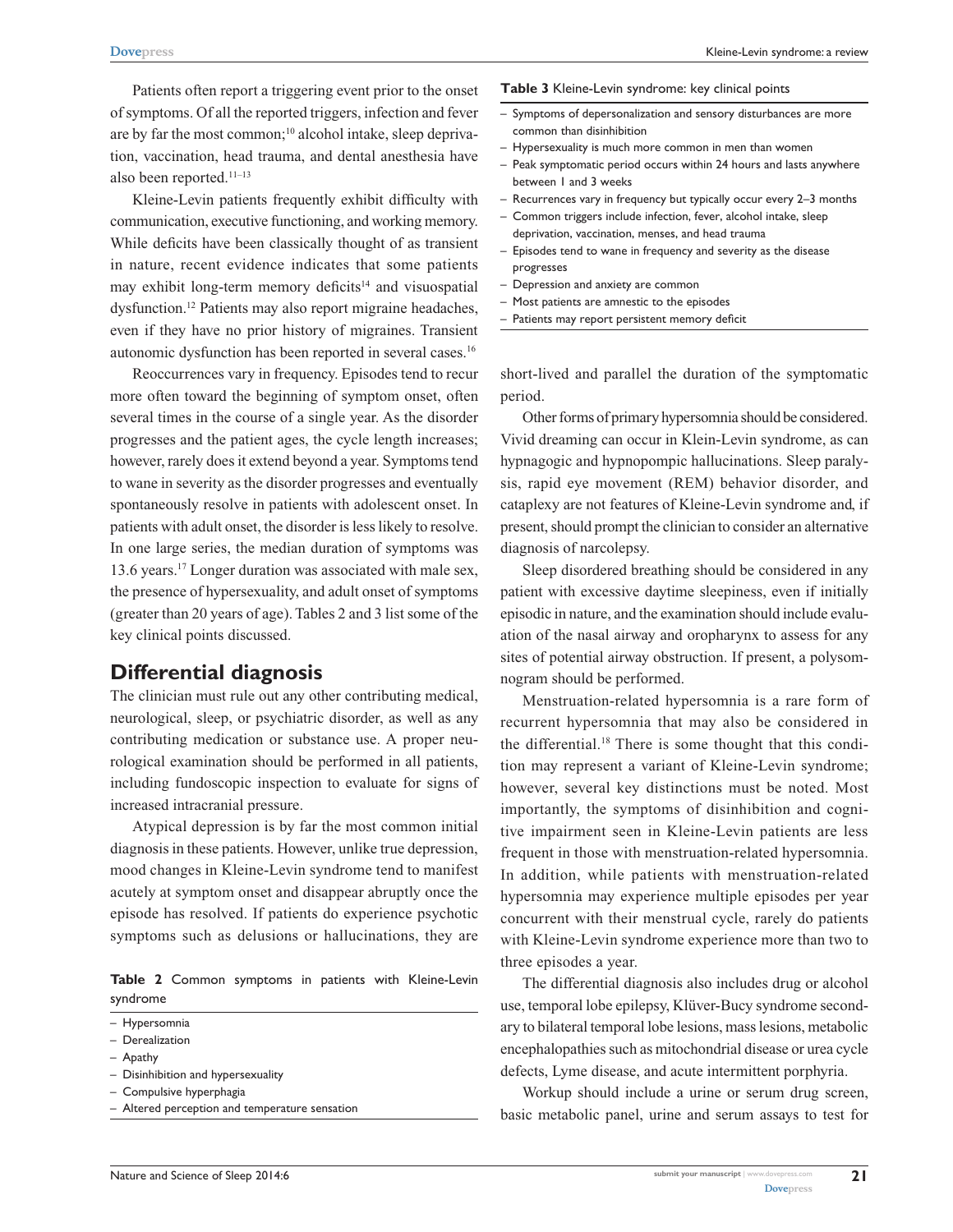Patients often report a triggering event prior to the onset of symptoms. Of all the reported triggers, infection and fever are by far the most common;[10] alcohol intake, sleep deprivation, vaccination, head trauma, and dental anesthesia have also been reported.[11–13]

Kleine-Levin patients frequently exhibit difficulty with communication, executive functioning, and working memory. While deficits have been classically thought of as transient in nature, recent evidence indicates that some patients may exhibit long-term memory deficits[14] and visuospatial dysfunction.[12] Patients may also report migraine headaches, even if they have no prior history of migraines. Transient autonomic dysfunction has been reported in several cases.[16]

Reoccurrences vary in frequency. Episodes tend to recur more often toward the beginning of symptom onset, often several times in the course of a single year. As the disorder progresses and the patient ages, the cycle length increases; however, rarely does it extend beyond a year. Symptoms tend to wane in severity as the disorder progresses and eventually spontaneously resolve in patients with adolescent onset. In patients with adult onset, the disorder is less likely to resolve. In one large series, the median duration of symptoms was 13.6 years.[17] Longer duration was associated with male sex, the presence of hypersexuality, and adult onset of symptoms (greater than 20 years of age). Tables 2 and 3 list some of the key clinical points discussed.

## Differential diagnosis

The clinician must rule out any other contributing medical, neurological, sleep, or psychiatric disorder, as well as any contributing medication or substance use. A proper neurological examination should be performed in all patients, including fundoscopic inspection to evaluate for signs of increased intracranial pressure.

Atypical depression is by far the most common initial diagnosis in these patients. However, unlike true depression, mood changes in Kleine-Levin syndrome tend to manifest acutely at symptom onset and disappear abruptly once the episode has resolved. If patients do experience psychotic symptoms such as delusions or hallucinations, they are short-lived and parallel the duration of the symptomatic period.

Other forms of primary hypersomnia should be considered. Vivid dreaming can occur in Klein-Levin syndrome, as can hypnagogic and hypnopompic hallucinations. Sleep paralysis, rapid eye movement (REM) behavior disorder, and cataplexy are not features of Kleine-Levin syndrome and, if present, should prompt the clinician to consider an alternative diagnosis of narcolepsy.

Sleep disordered breathing should be considered in any patient with excessive daytime sleepiness, even if initially episodic in nature, and the examination should include evaluation of the nasal airway and oropharynx to assess for any sites of potential airway obstruction. If present, a polysomnogram should be performed.

Menstruation-related hypersomnia is a rare form of recurrent hypersomnia that may also be considered in the differential.[18] There is some thought that this condition may represent a variant of Kleine-Levin syndrome; however, several key distinctions must be noted. Most importantly, the symptoms of disinhibition and cognitive impairment seen in Kleine-Levin patients are less frequent in those with menstruation-related hypersomnia. In addition, while patients with menstruation-related hypersomnia may experience multiple episodes per year concurrent with their menstrual cycle, rarely do patients with Kleine-Levin syndrome experience more than two to three episodes a year.

The differential diagnosis also includes drug or alcohol use, temporal lobe epilepsy, Klüver-Bucy syndrome secondary to bilateral temporal lobe lesions, mass lesions, metabolic encephalopathies such as mitochondrial disease or urea cycle defects, Lyme disease, and acute intermittent porphyria.

Workup should include a urine or serum drug screen, basic metabolic panel, urine and serum assays to test for

**Table 2** Common symptoms in patients with Kleine-Levin syndrome

- Hypersomnia
- Derealization
- Apathy
- Disinhibition and hypersexuality
- Compulsive hyperphagia
- Altered perception and temperature sensation

**Table 3** Kleine-Levin syndrome: key clinical points

- Symptoms of depersonalization and sensory disturbances are more common than disinhibition
- Hypersexuality is much more common in men than women
- Peak symptomatic period occurs within 24 hours and lasts anywhere between 1 and 3 weeks
- Recurrences vary in frequency but typically occur every 2–3 months
- Common triggers include infection, fever, alcohol intake, sleep deprivation, vaccination, menses, and head trauma
- Episodes tend to wane in frequency and severity as the disease progresses
- Depression and anxiety are common
- Most patients are amnestic to the episodes
- Patients may report persistent memory deficit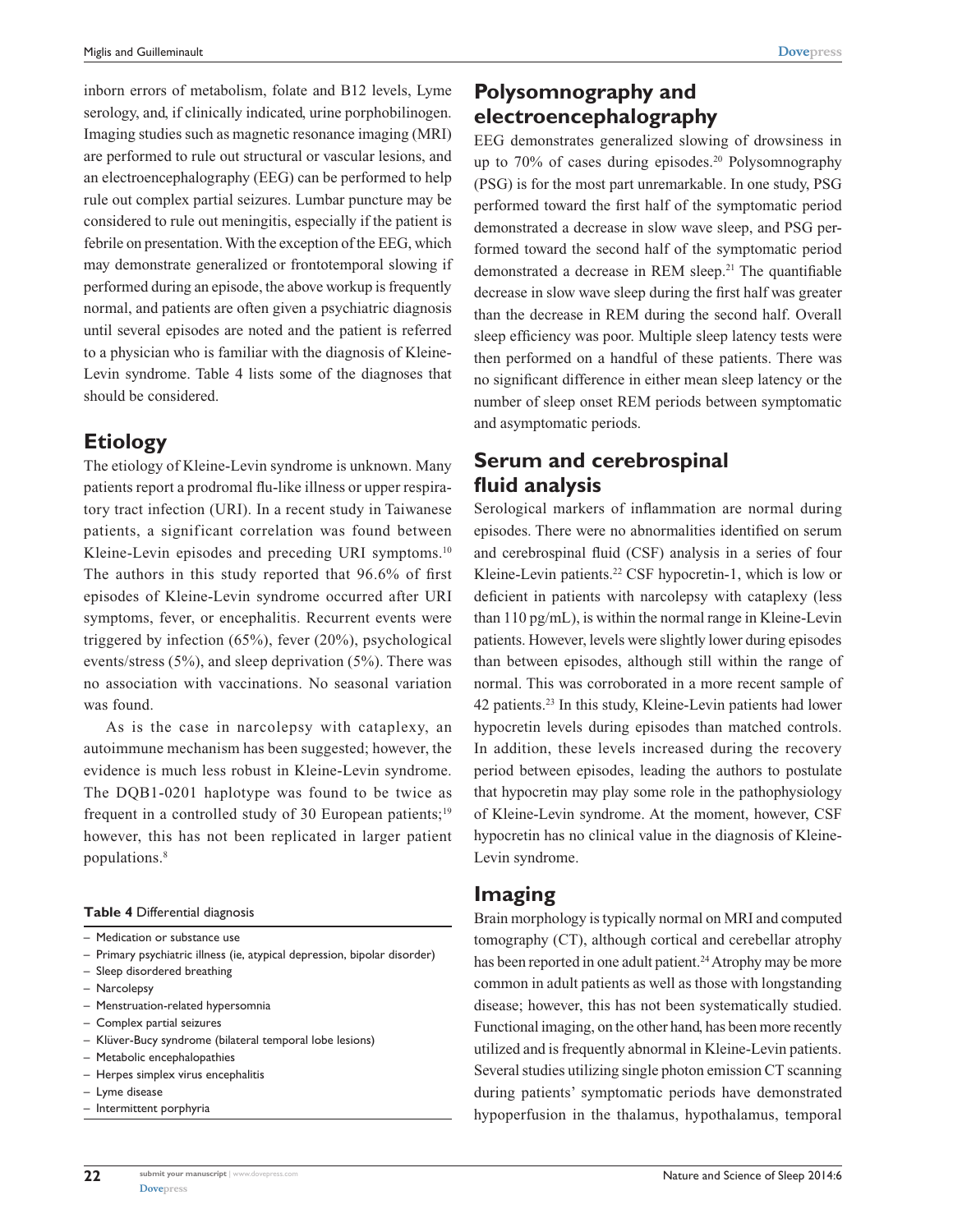inborn errors of metabolism, folate and B12 levels, Lyme serology, and, if clinically indicated, urine porphobilinogen. Imaging studies such as magnetic resonance imaging (MRI) are performed to rule out structural or vascular lesions, and an electroencephalography (EEG) can be performed to help rule out complex partial seizures. Lumbar puncture may be considered to rule out meningitis, especially if the patient is febrile on presentation. With the exception of the EEG, which may demonstrate generalized or frontotemporal slowing if performed during an episode, the above workup is frequently normal, and patients are often given a psychiatric diagnosis until several episodes are noted and the patient is referred to a physician who is familiar with the diagnosis of Kleine-Levin syndrome. Table 4 lists some of the diagnoses that should be considered.

## Etiology

The etiology of Kleine-Levin syndrome is unknown. Many patients report a prodromal flu-like illness or upper respiratory tract infection (URI). In a recent study in Taiwanese patients, a significant correlation was found between Kleine-Levin episodes and preceding URI symptoms.[10] The authors in this study reported that 96.6% of first episodes of Kleine-Levin syndrome occurred after URI symptoms, fever, or encephalitis. Recurrent events were triggered by infection (65%), fever (20%), psychological events/stress (5%), and sleep deprivation (5%). There was no association with vaccinations. No seasonal variation was found.

As is the case in narcolepsy with cataplexy, an autoimmune mechanism has been suggested; however, the evidence is much less robust in Kleine-Levin syndrome. The DQB1-0201 haplotype was found to be twice as frequent in a controlled study of 30 European patients;[19] however, this has not been replicated in larger patient populations.[8]

**Table 4** Differential diagnosis

- Medication or substance use
- Primary psychiatric illness (ie, atypical depression, bipolar disorder)
- Sleep disordered breathing
- Narcolepsy
- Menstruation-related hypersomnia
- Complex partial seizures
- Klüver-Bucy syndrome (bilateral temporal lobe lesions)
- Metabolic encephalopathies
- Herpes simplex virus encephalitis
- Lyme disease
- Intermittent porphyria

## Polysomnography and electroencephalography

EEG demonstrates generalized slowing of drowsiness in up to 70% of cases during episodes.[20] Polysomnography (PSG) is for the most part unremarkable. In one study, PSG performed toward the first half of the symptomatic period demonstrated a decrease in slow wave sleep, and PSG performed toward the second half of the symptomatic period demonstrated a decrease in REM sleep.[21] The quantifiable decrease in slow wave sleep during the first half was greater than the decrease in REM during the second half. Overall sleep efficiency was poor. Multiple sleep latency tests were then performed on a handful of these patients. There was no significant difference in either mean sleep latency or the number of sleep onset REM periods between symptomatic and asymptomatic periods.

## Serum and cerebrospinal fluid analysis

Serological markers of inflammation are normal during episodes. There were no abnormalities identified on serum and cerebrospinal fluid (CSF) analysis in a series of four Kleine-Levin patients.[22] CSF hypocretin-1, which is low or deficient in patients with narcolepsy with cataplexy (less than 110 pg/mL), is within the normal range in Kleine-Levin patients. However, levels were slightly lower during episodes than between episodes, although still within the range of normal. This was corroborated in a more recent sample of 42 patients.[23] In this study, Kleine-Levin patients had lower hypocretin levels during episodes than matched controls. In addition, these levels increased during the recovery period between episodes, leading the authors to postulate that hypocretin may play some role in the pathophysiology of Kleine-Levin syndrome. At the moment, however, CSF hypocretin has no clinical value in the diagnosis of Kleine-Levin syndrome.

## Imaging

Brain morphology is typically normal on MRI and computed tomography (CT), although cortical and cerebellar atrophy has been reported in one adult patient.[24] Atrophy may be more common in adult patients as well as those with longstanding disease; however, this has not been systematically studied. Functional imaging, on the other hand, has been more recently utilized and is frequently abnormal in Kleine-Levin patients. Several studies utilizing single photon emission CT scanning during patients' symptomatic periods have demonstrated hypoperfusion in the thalamus, hypothalamus, temporal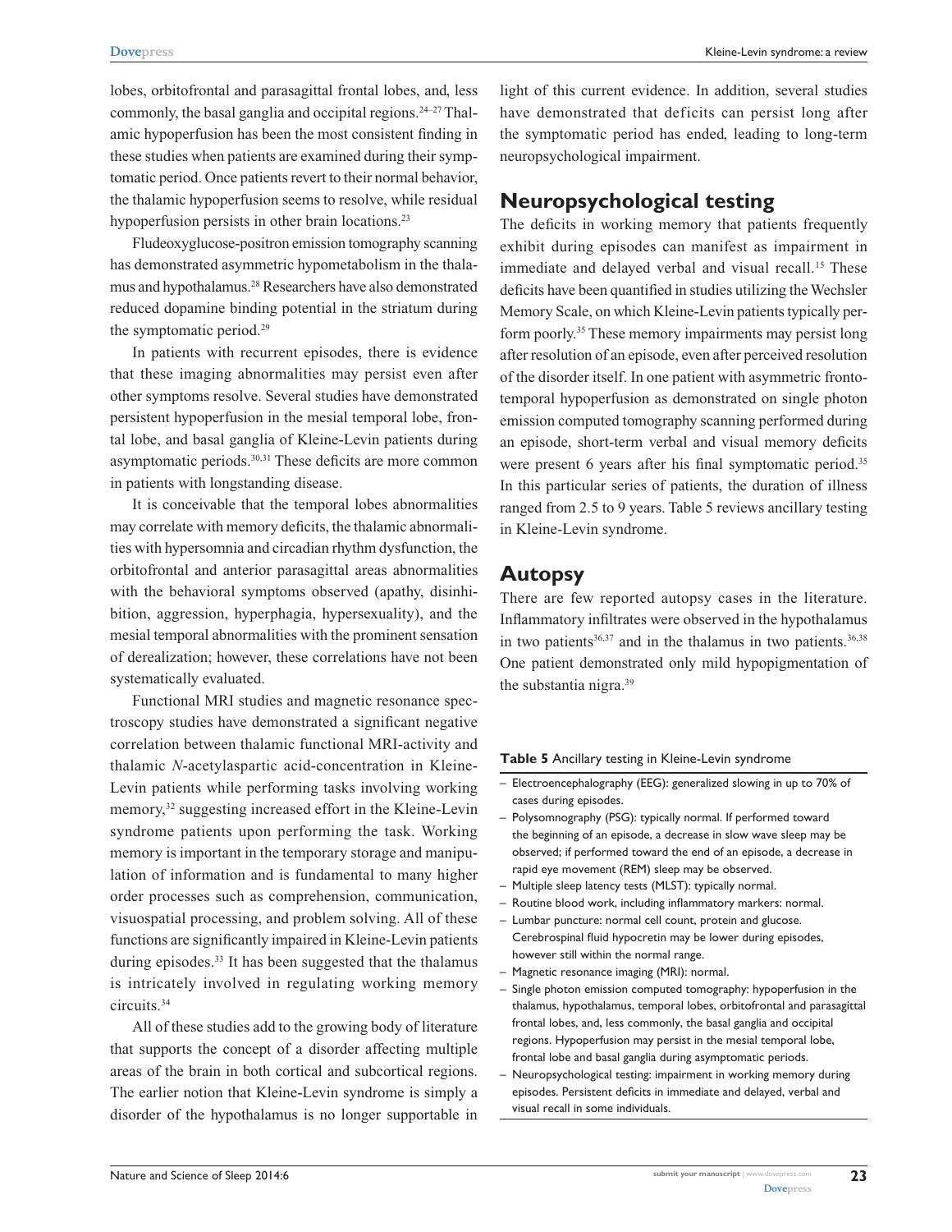lobes, orbitofrontal and parasagittal frontal lobes, and, less commonly, the basal ganglia and occipital regions.[24–27] Thalamic hypoperfusion has been the most consistent finding in these studies when patients are examined during their symptomatic period. Once patients revert to their normal behavior, the thalamic hypoperfusion seems to resolve, while residual hypoperfusion persists in other brain locations.[23]

Fludeoxyglucose-positron emission tomography scanning has demonstrated asymmetric hypometabolism in the thalamus and hypothalamus.[28] Researchers have also demonstrated reduced dopamine binding potential in the striatum during the symptomatic period.[29]

In patients with recurrent episodes, there is evidence that these imaging abnormalities may persist even after other symptoms resolve. Several studies have demonstrated persistent hypoperfusion in the mesial temporal lobe, frontal lobe, and basal ganglia of Kleine-Levin patients during asymptomatic periods.[30,31] These deficits are more common in patients with longstanding disease.

It is conceivable that the temporal lobes abnormalities may correlate with memory deficits, the thalamic abnormalities with hypersomnia and circadian rhythm dysfunction, the orbitofrontal and anterior parasagittal areas abnormalities with the behavioral symptoms observed (apathy, disinhibition, aggression, hyperphagia, hypersexuality), and the mesial temporal abnormalities with the prominent sensation of derealization; however, these correlations have not been systematically evaluated.

Functional MRI studies and magnetic resonance spectroscopy studies have demonstrated a significant negative correlation between thalamic functional MRI-activity and thalamic *N*-acetylaspartic acid-concentration in Kleine-Levin patients while performing tasks involving working memory,[32] suggesting increased effort in the Kleine-Levin syndrome patients upon performing the task. Working memory is important in the temporary storage and manipulation of information and is fundamental to many higher order processes such as comprehension, communication, visuospatial processing, and problem solving. All of these functions are significantly impaired in Kleine-Levin patients during episodes.[33] It has been suggested that the thalamus is intricately involved in regulating working memory circuits.[34]

All of these studies add to the growing body of literature that supports the concept of a disorder affecting multiple areas of the brain in both cortical and subcortical regions. The earlier notion that Kleine-Levin syndrome is simply a disorder of the hypothalamus is no longer supportable in light of this current evidence. In addition, several studies have demonstrated that deficits can persist long after the symptomatic period has ended, leading to long-term neuropsychological impairment.

## Neuropsychological testing

The deficits in working memory that patients frequently exhibit during episodes can manifest as impairment in immediate and delayed verbal and visual recall.[15] These deficits have been quantified in studies utilizing the Wechsler Memory Scale, on which Kleine-Levin patients typically perform poorly.[35] These memory impairments may persist long after resolution of an episode, even after perceived resolution of the disorder itself. In one patient with asymmetric frontotemporal hypoperfusion as demonstrated on single photon emission computed tomography scanning performed during an episode, short-term verbal and visual memory deficits were present 6 years after his final symptomatic period.[35] In this particular series of patients, the duration of illness ranged from 2.5 to 9 years. Table 5 reviews ancillary testing in Kleine-Levin syndrome.

## Autopsy

There are few reported autopsy cases in the literature. Inflammatory infiltrates were observed in the hypothalamus in two patients[36,37] and in the thalamus in two patients.[36,38] One patient demonstrated only mild hypopigmentation of the substantia nigra.[39]

**Table 5** Ancillary testing in Kleine-Levin syndrome

- Electroencephalography (EEG): generalized slowing in up to 70% of cases during episodes.
- Polysomnography (PSG): typically normal. If performed toward the beginning of an episode, a decrease in slow wave sleep may be observed; if performed toward the end of an episode, a decrease in rapid eye movement (REM) sleep may be observed.
- Multiple sleep latency tests (MLST): typically normal.
- Routine blood work, including inflammatory markers: normal.
- Lumbar puncture: normal cell count, protein and glucose. Cerebrospinal fluid hypocretin may be lower during episodes, however still within the normal range.
- Magnetic resonance imaging (MRI): normal.
- Single photon emission computed tomography: hypoperfusion in the thalamus, hypothalamus, temporal lobes, orbitofrontal and parasagittal frontal lobes, and, less commonly, the basal ganglia and occipital regions. Hypoperfusion may persist in the mesial temporal lobe, frontal lobe and basal ganglia during asymptomatic periods.
- Neuropsychological testing: impairment in working memory during episodes. Persistent deficits in immediate and delayed, verbal and visual recall in some individuals.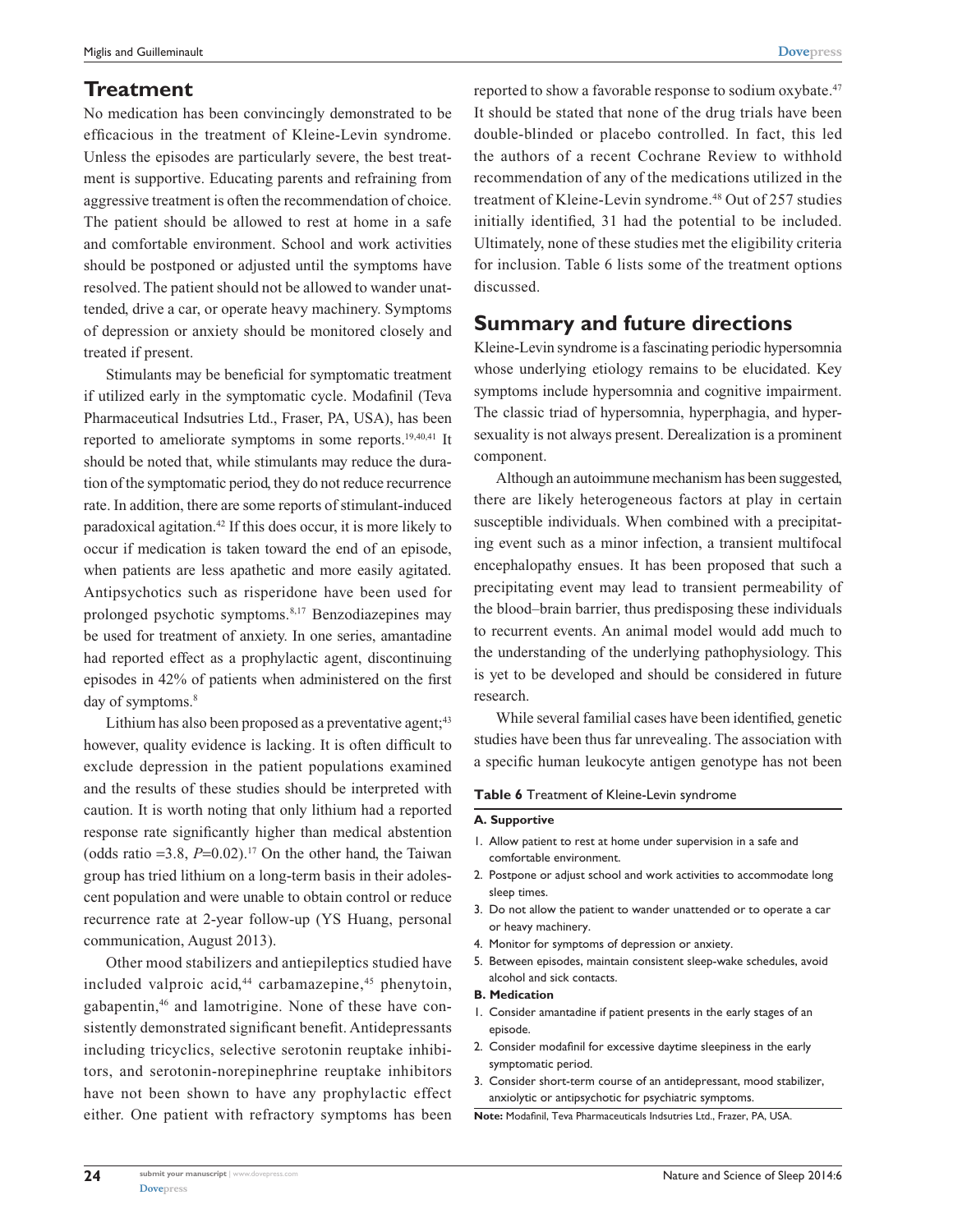## Treatment

No medication has been convincingly demonstrated to be efficacious in the treatment of Kleine-Levin syndrome. Unless the episodes are particularly severe, the best treatment is supportive. Educating parents and refraining from aggressive treatment is often the recommendation of choice. The patient should be allowed to rest at home in a safe and comfortable environment. School and work activities should be postponed or adjusted until the symptoms have resolved. The patient should not be allowed to wander unattended, drive a car, or operate heavy machinery. Symptoms of depression or anxiety should be monitored closely and treated if present.

Stimulants may be beneficial for symptomatic treatment if utilized early in the symptomatic cycle. Modafinil (Teva Pharmaceutical Indsutries Ltd., Fraser, PA, USA), has been reported to ameliorate symptoms in some reports.[19,40,41] It should be noted that, while stimulants may reduce the duration of the symptomatic period, they do not reduce recurrence rate. In addition, there are some reports of stimulant-induced paradoxical agitation.[42] If this does occur, it is more likely to occur if medication is taken toward the end of an episode, when patients are less apathetic and more easily agitated. Antipsychotics such as risperidone have been used for prolonged psychotic symptoms.[8,17] Benzodiazepines may be used for treatment of anxiety. In one series, amantadine had reported effect as a prophylactic agent, discontinuing episodes in 42% of patients when administered on the first day of symptoms.[8]

Lithium has also been proposed as a preventative agent;[43] however, quality evidence is lacking. It is often difficult to exclude depression in the patient populations examined and the results of these studies should be interpreted with caution. It is worth noting that only lithium had a reported response rate significantly higher than medical abstention (odds ratio =3.8, $P$=0.02).[17] On the other hand, the Taiwan group has tried lithium on a long-term basis in their adolescent population and were unable to obtain control or reduce recurrence rate at 2-year follow-up (YS Huang, personal communication, August 2013).

Other mood stabilizers and antiepileptics studied have included valproic acid,[44] carbamazepine,[45] phenytoin, gabapentin,[46] and lamotrigine. None of these have consistently demonstrated significant benefit. Antidepressants including tricyclics, selective serotonin reuptake inhibitors, and serotonin-norepinephrine reuptake inhibitors have not been shown to have any prophylactic effect either. One patient with refractory symptoms has been reported to show a favorable response to sodium oxybate.[47] It should be stated that none of the drug trials have been double-blinded or placebo controlled. In fact, this led the authors of a recent Cochrane Review to withhold recommendation of any of the medications utilized in the treatment of Kleine-Levin syndrome.[48] Out of 257 studies initially identified, 31 had the potential to be included. Ultimately, none of these studies met the eligibility criteria for inclusion. Table 6 lists some of the treatment options discussed.

## Summary and future directions

Kleine-Levin syndrome is a fascinating periodic hypersomnia whose underlying etiology remains to be elucidated. Key symptoms include hypersomnia and cognitive impairment. The classic triad of hypersomnia, hyperphagia, and hypersexuality is not always present. Derealization is a prominent component.

Although an autoimmune mechanism has been suggested, there are likely heterogeneous factors at play in certain susceptible individuals. When combined with a precipitating event such as a minor infection, a transient multifocal encephalopathy ensues. It has been proposed that such a precipitating event may lead to transient permeability of the blood–brain barrier, thus predisposing these individuals to recurrent events. An animal model would add much to the understanding of the underlying pathophysiology. This is yet to be developed and should be considered in future research.

While several familial cases have been identified, genetic studies have been thus far unrevealing. The association with a specific human leukocyte antigen genotype has not been

**Table 6** Treatment of Kleine-Levin syndrome

**A. Supportive**

1. Allow patient to rest at home under supervision in a safe and comfortable environment.
2. Postpone or adjust school and work activities to accommodate long sleep times.
3. Do not allow the patient to wander unattended or to operate a car or heavy machinery.
4. Monitor for symptoms of depression or anxiety.
5. Between episodes, maintain consistent sleep-wake schedules, avoid alcohol and sick contacts.

**B. Medication**

1. Consider amantadine if patient presents in the early stages of an episode.
2. Consider modafinil for excessive daytime sleepiness in the early symptomatic period.
3. Consider short-term course of an antidepressant, mood stabilizer, anxiolytic or antipsychotic for psychiatric symptoms.

**Note:** Modafinil, Teva Pharmaceuticals Indsutries Ltd., Frazer, PA, USA.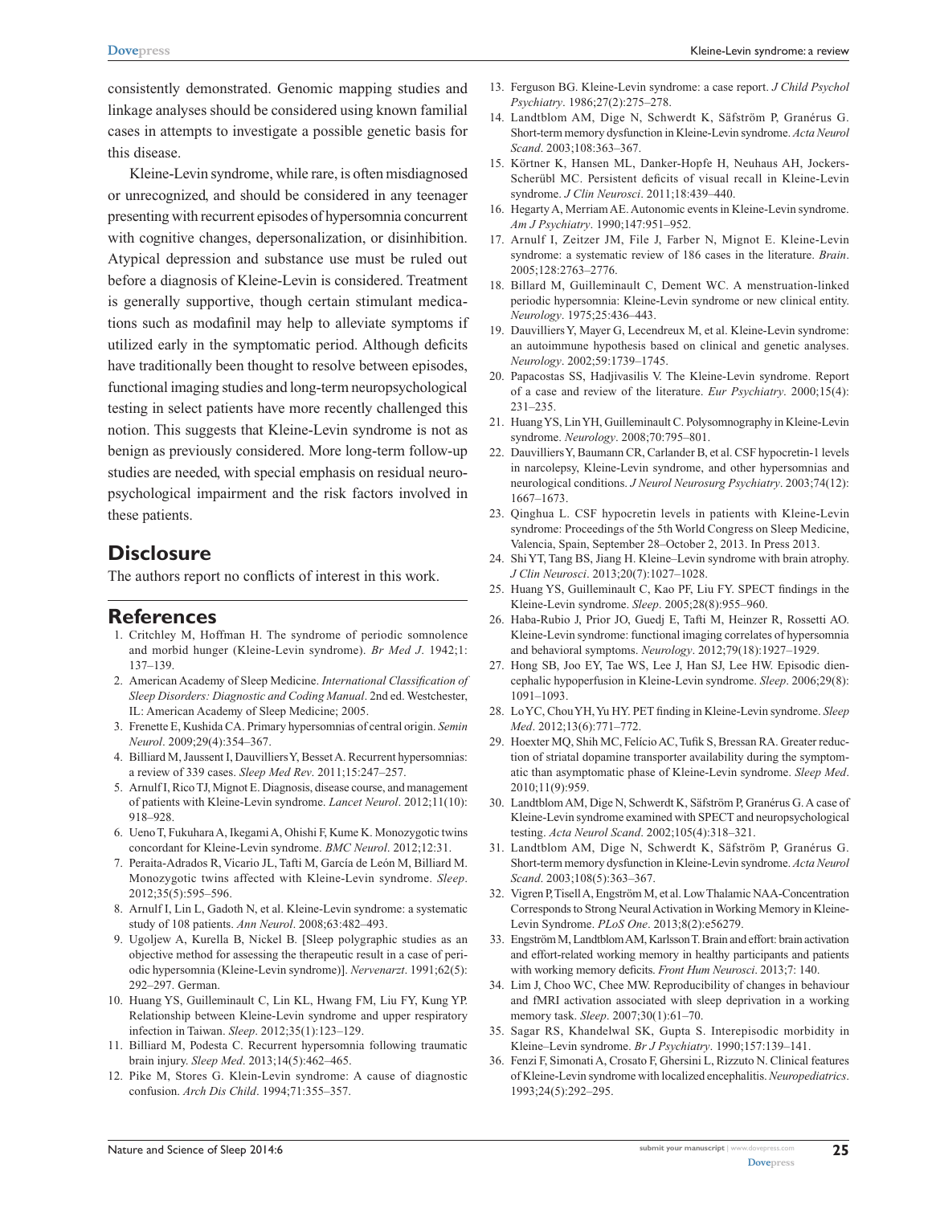consistently demonstrated. Genomic mapping studies and linkage analyses should be considered using known familial cases in attempts to investigate a possible genetic basis for this disease.

Kleine-Levin syndrome, while rare, is often misdiagnosed or unrecognized, and should be considered in any teenager presenting with recurrent episodes of hypersomnia concurrent with cognitive changes, depersonalization, or disinhibition. Atypical depression and substance use must be ruled out before a diagnosis of Kleine-Levin is considered. Treatment is generally supportive, though certain stimulant medications such as modafinil may help to alleviate symptoms if utilized early in the symptomatic period. Although deficits have traditionally been thought to resolve between episodes, functional imaging studies and long-term neuropsychological testing in select patients have more recently challenged this notion. This suggests that Kleine-Levin syndrome is not as benign as previously considered. More long-term follow-up studies are needed, with special emphasis on residual neuropsychological impairment and the risk factors involved in these patients.

## Disclosure

The authors report no conflicts of interest in this work.

## References

1. Critchley M, Hoffman H. The syndrome of periodic somnolence and morbid hunger (Kleine-Levin syndrome). *Br Med J*. 1942;1: 137–139.
2. American Academy of Sleep Medicine. *International Classification of Sleep Disorders: Diagnostic and Coding Manual*. 2nd ed. Westchester, IL: American Academy of Sleep Medicine; 2005.
3. Frenette E, Kushida CA. Primary hypersomnias of central origin. *Semin Neurol*. 2009;29(4):354–367.
4. Billiard M, Jaussent I, Dauvilliers Y, Besset A. Recurrent hypersomnias: a review of 339 cases. *Sleep Med Rev*. 2011;15:247–257.
5. Arnulf I, Rico TJ, Mignot E. Diagnosis, disease course, and management of patients with Kleine-Levin syndrome. *Lancet Neurol*. 2012;11(10): 918–928.
6. Ueno T, Fukuhara A, Ikegami A, Ohishi F, Kume K. Monozygotic twins concordant for Kleine-Levin syndrome. *BMC Neurol*. 2012;12:31.
7. Peraita-Adrados R, Vicario JL, Tafti M, García de León M, Billiard M. Monozygotic twins affected with Kleine-Levin syndrome. *Sleep*. 2012;35(5):595–596.
8. Arnulf I, Lin L, Gadoth N, et al. Kleine-Levin syndrome: a systematic study of 108 patients. *Ann Neurol*. 2008;63:482–493.
9. Ugoljew A, Kurella B, Nickel B. [Sleep polygraphic studies as an objective method for assessing the therapeutic result in a case of periodic hypersomnia (Kleine-Levin syndrome)]. *Nervenarzt*. 1991;62(5): 292–297. German.
10. Huang YS, Guilleminault C, Lin KL, Hwang FM, Liu FY, Kung YP. Relationship between Kleine-Levin syndrome and upper respiratory infection in Taiwan. *Sleep*. 2012;35(1):123–129.
11. Billiard M, Podesta C. Recurrent hypersomnia following traumatic brain injury. *Sleep Med*. 2013;14(5):462–465.
12. Pike M, Stores G. Klein-Levin syndrome: A cause of diagnostic confusion. *Arch Dis Child*. 1994;71:355–357.
13. Ferguson BG. Kleine-Levin syndrome: a case report. *J Child Psychol Psychiatry*. 1986;27(2):275–278.
14. Landtblom AM, Dige N, Schwerdt K, Säfström P, Granérus G. Short-term memory dysfunction in Kleine-Levin syndrome. *Acta Neurol Scand*. 2003;108:363–367.
15. Körtner K, Hansen ML, Danker-Hopfe H, Neuhaus AH, Jockers-Scherübl MC. Persistent deficits of visual recall in Kleine-Levin syndrome. *J Clin Neurosci*. 2011;18:439–440.
16. Hegarty A, Merriam AE. Autonomic events in Kleine-Levin syndrome. *Am J Psychiatry*. 1990;147:951–952.
17. Arnulf I, Zeitzer JM, File J, Farber N, Mignot E. Kleine-Levin syndrome: a systematic review of 186 cases in the literature. *Brain*. 2005;128:2763–2776.
18. Billard M, Guilleminault C, Dement WC. A menstruation-linked periodic hypersomnia: Kleine-Levin syndrome or new clinical entity. *Neurology*. 1975;25:436–443.
19. Dauvilliers Y, Mayer G, Lecendreux M, et al. Kleine-Levin syndrome: an autoimmune hypothesis based on clinical and genetic analyses. *Neurology*. 2002;59:1739–1745.
20. Papacostas SS, Hadjivasilis V. The Kleine-Levin syndrome. Report of a case and review of the literature. *Eur Psychiatry*. 2000;15(4): 231–235.
21. Huang YS, Lin YH, Guilleminault C. Polysomnography in Kleine-Levin syndrome. *Neurology*. 2008;70:795–801.
22. Dauvilliers Y, Baumann CR, Carlander B, et al. CSF hypocretin-1 levels in narcolepsy, Kleine-Levin syndrome, and other hypersomnias and neurological conditions. *J Neurol Neurosurg Psychiatry*. 2003;74(12): 1667–1673.
23. Qinghua L. CSF hypocretin levels in patients with Kleine-Levin syndrome: Proceedings of the 5th World Congress on Sleep Medicine, Valencia, Spain, September 28–October 2, 2013. In Press 2013.
24. Shi YT, Tang BS, Jiang H. Kleine–Levin syndrome with brain atrophy. *J Clin Neurosci*. 2013;20(7):1027–1028.
25. Huang YS, Guilleminault C, Kao PF, Liu FY. SPECT findings in the Kleine-Levin syndrome. *Sleep*. 2005;28(8):955–960.
26. Haba-Rubio J, Prior JO, Guedj E, Tafti M, Heinzer R, Rossetti AO. Kleine-Levin syndrome: functional imaging correlates of hypersomnia and behavioral symptoms. *Neurology*. 2012;79(18):1927–1929.
27. Hong SB, Joo EY, Tae WS, Lee J, Han SJ, Lee HW. Episodic diencephalic hypoperfusion in Kleine-Levin syndrome. *Sleep*. 2006;29(8): 1091–1093.
28. Lo YC, Chou YH, Yu HY. PET finding in Kleine-Levin syndrome. *Sleep Med*. 2012;13(6):771–772.
29. Hoexter MQ, Shih MC, Felício AC, Tufik S, Bressan RA. Greater reduction of striatal dopamine transporter availability during the symptomatic than asymptomatic phase of Kleine-Levin syndrome. *Sleep Med*. 2010;11(9):959.
30. Landtblom AM, Dige N, Schwerdt K, Säfström P, Granérus G. A case of Kleine-Levin syndrome examined with SPECT and neuropsychological testing. *Acta Neurol Scand*. 2002;105(4):318–321.
31. Landtblom AM, Dige N, Schwerdt K, Säfström P, Granérus G. Short-term memory dysfunction in Kleine-Levin syndrome. *Acta Neurol Scand*. 2003;108(5):363–367.
32. Vigren P, Tisell A, Engström M, et al. Low Thalamic NAA-Concentration Corresponds to Strong Neural Activation in Working Memory in Kleine-Levin Syndrome. *PLoS One*. 2013;8(2):e56279.
33. Engström M, Landtblom AM, Karlsson T. Brain and effort: brain activation and effort-related working memory in healthy participants and patients with working memory deficits. *Front Hum Neurosci*. 2013;7: 140.
34. Lim J, Choo WC, Chee MW. Reproducibility of changes in behaviour and fMRI activation associated with sleep deprivation in a working memory task. *Sleep*. 2007;30(1):61–70.
35. Sagar RS, Khandelwal SK, Gupta S. Interepisodic morbidity in Kleine–Levin syndrome. *Br J Psychiatry*. 1990;157:139–141.
36. Fenzi F, Simonati A, Crosato F, Ghersini L, Rizzuto N. Clinical features of Kleine-Levin syndrome with localized encephalitis. *Neuropediatrics*. 1993;24(5):292–295.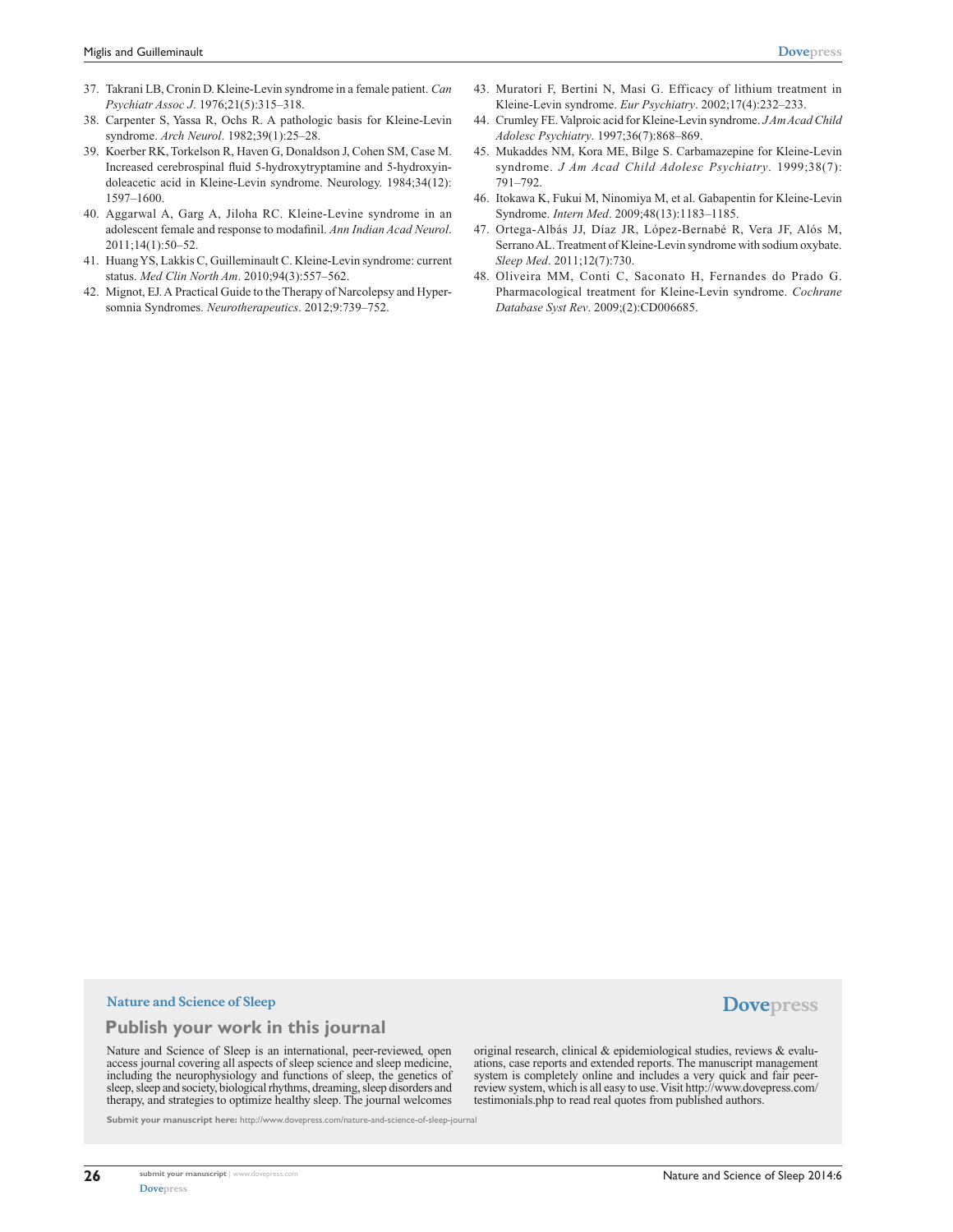37. Takrani LB, Cronin D. Kleine-Levin syndrome in a female patient. *Can Psychiatr Assoc J*. 1976;21(5):315–318.
38. Carpenter S, Yassa R, Ochs R. A pathologic basis for Kleine-Levin syndrome. *Arch Neurol*. 1982;39(1):25–28.
39. Koerber RK, Torkelson R, Haven G, Donaldson J, Cohen SM, Case M. Increased cerebrospinal fluid 5-hydroxytryptamine and 5-hydroxyindoleacetic acid in Kleine-Levin syndrome. Neurology. 1984;34(12): 1597–1600.
40. Aggarwal A, Garg A, Jiloha RC. Kleine-Levine syndrome in an adolescent female and response to modafinil. *Ann Indian Acad Neurol*. 2011;14(1):50–52.
41. Huang YS, Lakkis C, Guilleminault C. Kleine-Levin syndrome: current status. *Med Clin North Am*. 2010;94(3):557–562.
42. Mignot, EJ. A Practical Guide to the Therapy of Narcolepsy and Hypersomnia Syndromes. *Neurotherapeutics*. 2012;9:739–752.
43. Muratori F, Bertini N, Masi G. Efficacy of lithium treatment in Kleine-Levin syndrome. *Eur Psychiatry*. 2002;17(4):232–233.
44. Crumley FE. Valproic acid for Kleine-Levin syndrome. *J Am Acad Child Adolesc Psychiatry*. 1997;36(7):868–869.
45. Mukaddes NM, Kora ME, Bilge S. Carbamazepine for Kleine-Levin syndrome. *J Am Acad Child Adolesc Psychiatry*. 1999;38(7): 791–792.
46. Itokawa K, Fukui M, Ninomiya M, et al. Gabapentin for Kleine-Levin Syndrome. *Intern Med*. 2009;48(13):1183–1185.
47. Ortega-Albás JJ, Díaz JR, López-Bernabé R, Vera JF, Alós M, Serrano AL. Treatment of Kleine-Levin syndrome with sodium oxybate. *Sleep Med*. 2011;12(7):730.
48. Oliveira MM, Conti C, Saconato H, Fernandes do Prado G. Pharmacological treatment for Kleine-Levin syndrome. *Cochrane Database Syst Rev*. 2009;(2):CD006685.

**Nature and Science of Sleep**

**Dovepress**

## Publish your work in this journal

Nature and Science of Sleep is an international, peer-reviewed, open access journal covering all aspects of sleep science and sleep medicine, including the neurophysiology and functions of sleep, the genetics of sleep, sleep and society, biological rhythms, dreaming, sleep disorders and therapy, and strategies to optimize healthy sleep. The journal welcomes original research, clinical & epidemiological studies, reviews & evaluations, case reports and extended reports. The manuscript management system is completely online and includes a very quick and fair peer-review system, which is all easy to use. Visit http://www.dovepress.com/testimonials.php to read real quotes from published authors.

**Submit your manuscript here:** http://www.dovepress.com/nature-and-science-of-sleep-journal